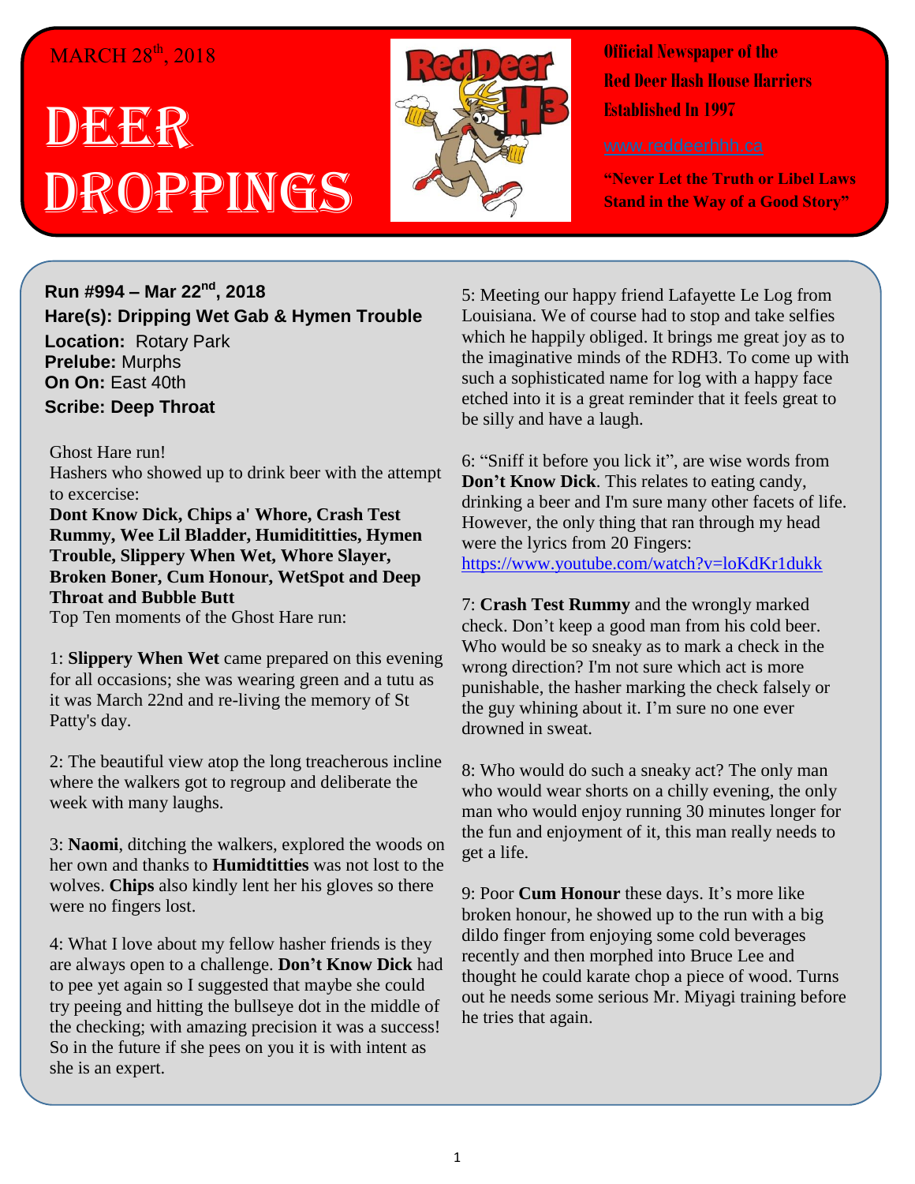MARCH 28th, 2018

# DEER DROPPINGS

Official Newspaper of the
Red Deer Hash House Harriers
Established In 1997

www.reddeerhhh.ca

**"Never Let the Truth or Libel Laws Stand in the Way of a Good Story"**

**Run #994 – Mar 22nd, 2018**
**Hare(s): Dripping Wet Gab & Hymen Trouble**
**Location:** Rotary Park
**Prelube:** Murphs
**On On:** East 40th
**Scribe: Deep Throat**

Ghost Hare run!
Hashers who showed up to drink beer with the attempt to excercise:
**Dont Know Dick, Chips a' Whore, Crash Test Rummy, Wee Lil Bladder, Humidititties, Hymen Trouble, Slippery When Wet, Whore Slayer, Broken Boner, Cum Honour, WetSpot and Deep Throat and Bubble Butt**
Top Ten moments of the Ghost Hare run:

1: **Slippery When Wet** came prepared on this evening for all occasions; she was wearing green and a tutu as it was March 22nd and re-living the memory of St Patty's day.

2: The beautiful view atop the long treacherous incline where the walkers got to regroup and deliberate the week with many laughs.

3: **Naomi**, ditching the walkers, explored the woods on her own and thanks to **Humidtitties** was not lost to the wolves. **Chips** also kindly lent her his gloves so there were no fingers lost.

4: What I love about my fellow hasher friends is they are always open to a challenge. **Don't Know Dick** had to pee yet again so I suggested that maybe she could try peeing and hitting the bullseye dot in the middle of the checking; with amazing precision it was a success! So in the future if she pees on you it is with intent as she is an expert.

5: Meeting our happy friend Lafayette Le Log from Louisiana. We of course had to stop and take selfies which he happily obliged. It brings me great joy as to the imaginative minds of the RDH3. To come up with such a sophisticated name for log with a happy face etched into it is a great reminder that it feels great to be silly and have a laugh.

6: "Sniff it before you lick it", are wise words from **Don't Know Dick**. This relates to eating candy, drinking a beer and I'm sure many other facets of life. However, the only thing that ran through my head were the lyrics from 20 Fingers:
https://www.youtube.com/watch?v=loKdKr1dukk

7: **Crash Test Rummy** and the wrongly marked check. Don't keep a good man from his cold beer. Who would be so sneaky as to mark a check in the wrong direction? I'm not sure which act is more punishable, the hasher marking the check falsely or the guy whining about it. I'm sure no one ever drowned in sweat.

8: Who would do such a sneaky act? The only man who would wear shorts on a chilly evening, the only man who would enjoy running 30 minutes longer for the fun and enjoyment of it, this man really needs to get a life.

9: Poor **Cum Honour** these days. It's more like broken honour, he showed up to the run with a big dildo finger from enjoying some cold beverages recently and then morphed into Bruce Lee and thought he could karate chop a piece of wood. Turns out he needs some serious Mr. Miyagi training before he tries that again.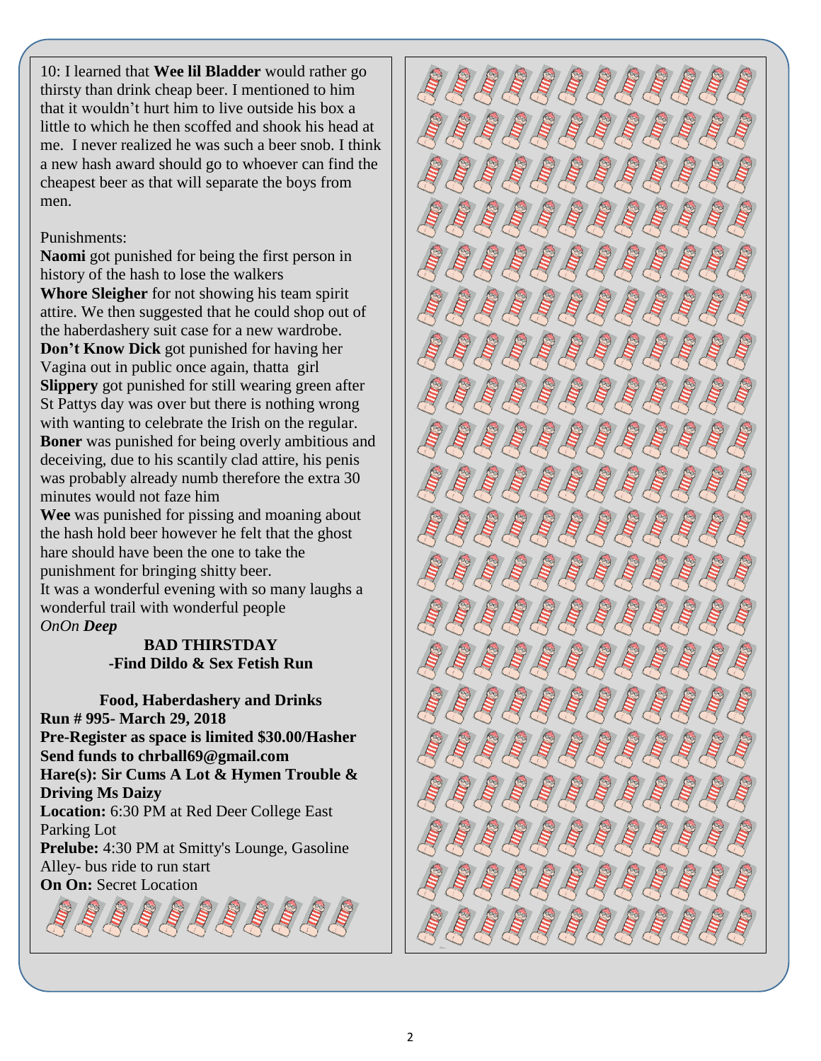10: I learned that **Wee lil Bladder** would rather go thirsty than drink cheap beer. I mentioned to him that it wouldn't hurt him to live outside his box a little to which he then scoffed and shook his head at me. I never realized he was such a beer snob. I think a new hash award should go to whoever can find the cheapest beer as that will separate the boys from men.

Punishments:

**Naomi** got punished for being the first person in history of the hash to lose the walkers

**Whore Sleigher** for not showing his team spirit attire. We then suggested that he could shop out of the haberdashery suit case for a new wardrobe.

**Don't Know Dick** got punished for having her Vagina out in public once again, thatta girl

**Slippery** got punished for still wearing green after St Pattys day was over but there is nothing wrong with wanting to celebrate the Irish on the regular.

**Boner** was punished for being overly ambitious and deceiving, due to his scantily clad attire, his penis was probably already numb therefore the extra 30 minutes would not faze him

**Wee** was punished for pissing and moaning about the hash hold beer however he felt that the ghost hare should have been the one to take the punishment for bringing shitty beer.

It was a wonderful evening with so many laughs a wonderful trail with wonderful people

*OnOn **Deep***

**BAD THIRSTDAY**
**-Find Dildo & Sex Fetish Run**

**Food, Haberdashery and Drinks**

**Run # 995- March 29, 2018**

**Pre-Register as space is limited $30.00/Hasher**

**Send funds to chrball69@gmail.com**

**Hare(s): Sir Cums A Lot & Hymen Trouble & Driving Ms Daizy**

**Location:** 6:30 PM at Red Deer College East Parking Lot

**Prelube:** 4:30 PM at Smitty's Lounge, Gasoline Alley- bus ride to run start

**On On:** Secret Location